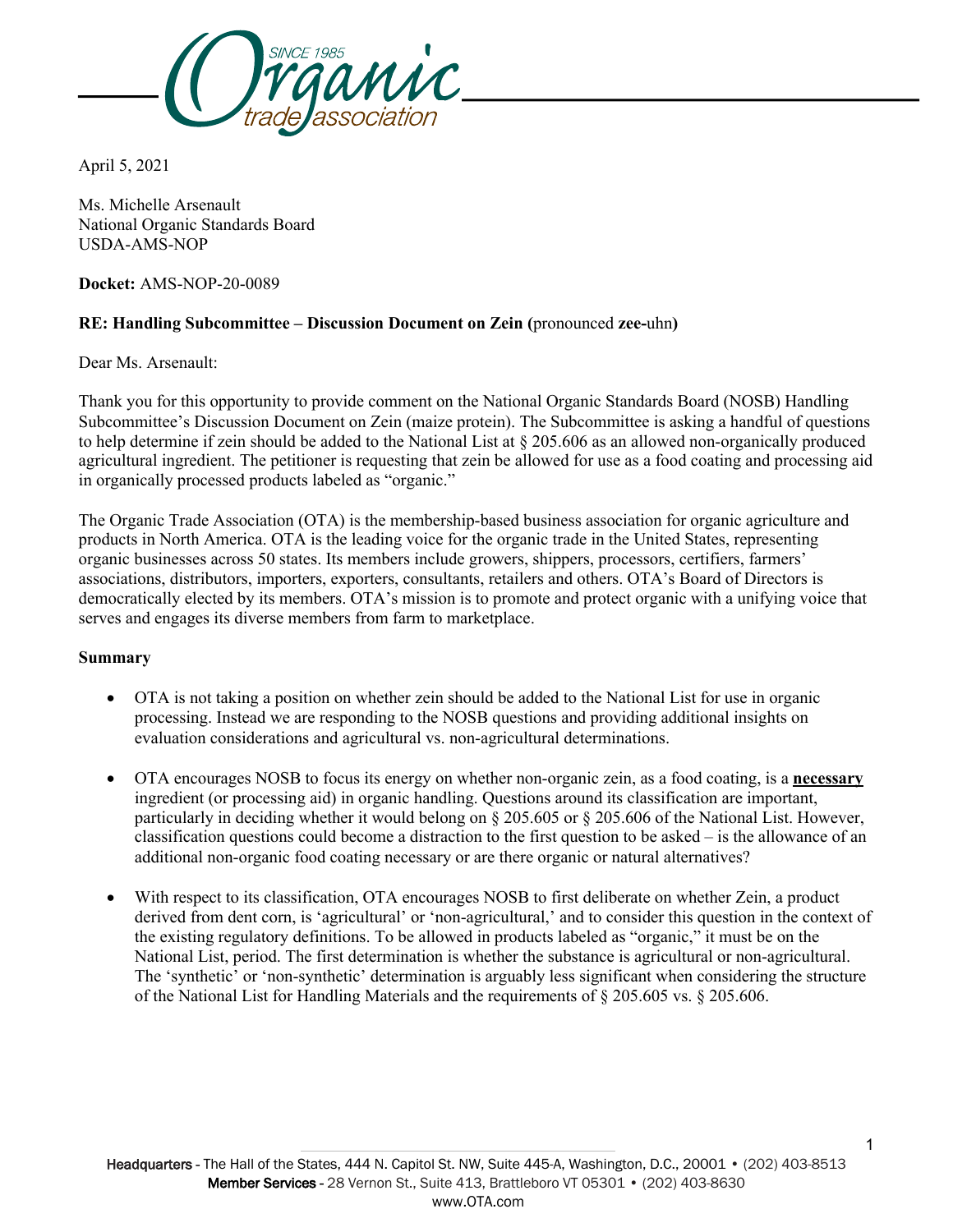April 5, 2021

Ms. Michelle Arsenault
National Organic Standards Board
USDA-AMS-NOP

**Docket:** AMS-NOP-20-0089

**RE: Handling Subcommittee – Discussion Document on Zein (**pronounced **zee-**uhn**)**

Dear Ms. Arsenault:

Thank you for this opportunity to provide comment on the National Organic Standards Board (NOSB) Handling Subcommittee's Discussion Document on Zein (maize protein). The Subcommittee is asking a handful of questions to help determine if zein should be added to the National List at § 205.606 as an allowed non-organically produced agricultural ingredient. The petitioner is requesting that zein be allowed for use as a food coating and processing aid in organically processed products labeled as "organic."

The Organic Trade Association (OTA) is the membership-based business association for organic agriculture and products in North America. OTA is the leading voice for the organic trade in the United States, representing organic businesses across 50 states. Its members include growers, shippers, processors, certifiers, farmers' associations, distributors, importers, exporters, consultants, retailers and others. OTA's Board of Directors is democratically elected by its members. OTA's mission is to promote and protect organic with a unifying voice that serves and engages its diverse members from farm to marketplace.

**Summary**

- OTA is not taking a position on whether zein should be added to the National List for use in organic processing. Instead we are responding to the NOSB questions and providing additional insights on evaluation considerations and agricultural vs. non-agricultural determinations.
- OTA encourages NOSB to focus its energy on whether non-organic zein, as a food coating, is a **necessary** ingredient (or processing aid) in organic handling. Questions around its classification are important, particularly in deciding whether it would belong on § 205.605 or § 205.606 of the National List. However, classification questions could become a distraction to the first question to be asked – is the allowance of an additional non-organic food coating necessary or are there organic or natural alternatives?
- With respect to its classification, OTA encourages NOSB to first deliberate on whether Zein, a product derived from dent corn, is 'agricultural' or 'non-agricultural,' and to consider this question in the context of the existing regulatory definitions. To be allowed in products labeled as "organic," it must be on the National List, period. The first determination is whether the substance is agricultural or non-agricultural. The 'synthetic' or 'non-synthetic' determination is arguably less significant when considering the structure of the National List for Handling Materials and the requirements of § 205.605 vs. § 205.606.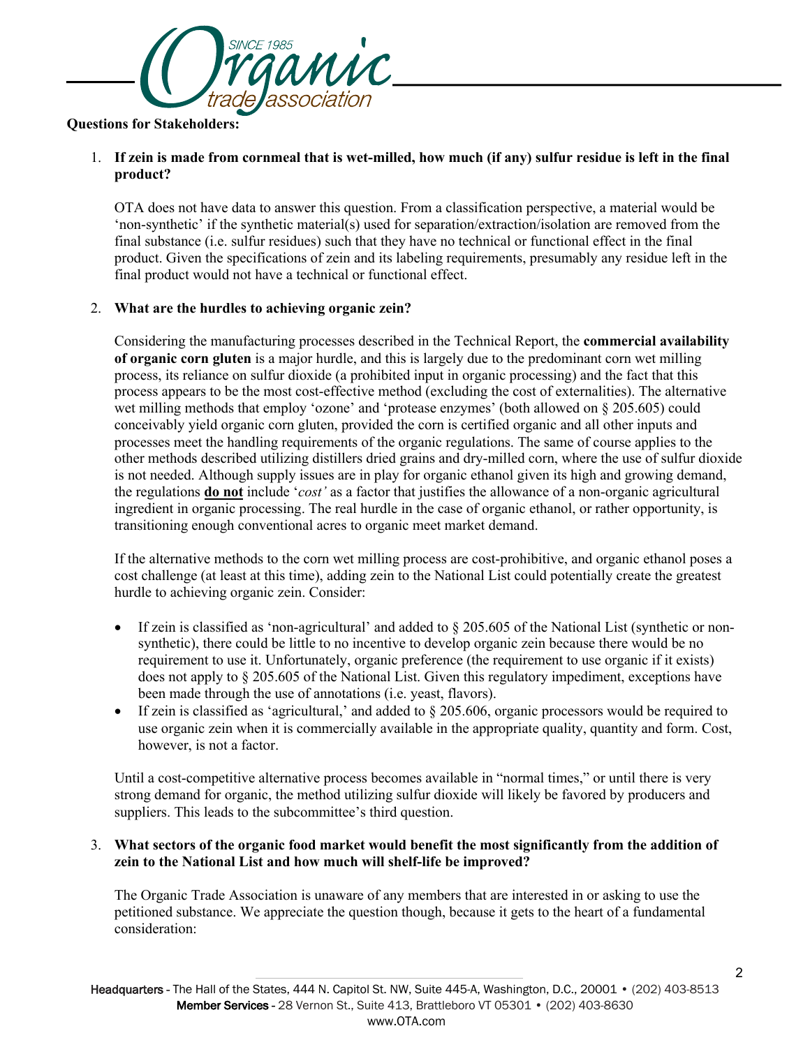**Questions for Stakeholders:**

1. **If zein is made from cornmeal that is wet-milled, how much (if any) sulfur residue is left in the final product?**

   OTA does not have data to answer this question. From a classification perspective, a material would be 'non-synthetic' if the synthetic material(s) used for separation/extraction/isolation are removed from the final substance (i.e. sulfur residues) such that they have no technical or functional effect in the final product. Given the specifications of zein and its labeling requirements, presumably any residue left in the final product would not have a technical or functional effect.

2. **What are the hurdles to achieving organic zein?**

   Considering the manufacturing processes described in the Technical Report, the **commercial availability of organic corn gluten** is a major hurdle, and this is largely due to the predominant corn wet milling process, its reliance on sulfur dioxide (a prohibited input in organic processing) and the fact that this process appears to be the most cost-effective method (excluding the cost of externalities). The alternative wet milling methods that employ 'ozone' and 'protease enzymes' (both allowed on § 205.605) could conceivably yield organic corn gluten, provided the corn is certified organic and all other inputs and processes meet the handling requirements of the organic regulations. The same of course applies to the other methods described utilizing distillers dried grains and dry-milled corn, where the use of sulfur dioxide is not needed. Although supply issues are in play for organic ethanol given its high and growing demand, the regulations <u>**do not**</u> include '*cost'* as a factor that justifies the allowance of a non-organic agricultural ingredient in organic processing. The real hurdle in the case of organic ethanol, or rather opportunity, is transitioning enough conventional acres to organic meet market demand.

   If the alternative methods to the corn wet milling process are cost-prohibitive, and organic ethanol poses a cost challenge (at least at this time), adding zein to the National List could potentially create the greatest hurdle to achieving organic zein. Consider:

   - If zein is classified as 'non-agricultural' and added to § 205.605 of the National List (synthetic or non-synthetic), there could be little to no incentive to develop organic zein because there would be no requirement to use it. Unfortunately, organic preference (the requirement to use organic if it exists) does not apply to § 205.605 of the National List. Given this regulatory impediment, exceptions have been made through the use of annotations (i.e. yeast, flavors).
   - If zein is classified as 'agricultural,' and added to § 205.606, organic processors would be required to use organic zein when it is commercially available in the appropriate quality, quantity and form. Cost, however, is not a factor.

   Until a cost-competitive alternative process becomes available in "normal times," or until there is very strong demand for organic, the method utilizing sulfur dioxide will likely be favored by producers and suppliers. This leads to the subcommittee's third question.

3. **What sectors of the organic food market would benefit the most significantly from the addition of zein to the National List and how much will shelf-life be improved?**

   The Organic Trade Association is unaware of any members that are interested in or asking to use the petitioned substance. We appreciate the question though, because it gets to the heart of a fundamental consideration: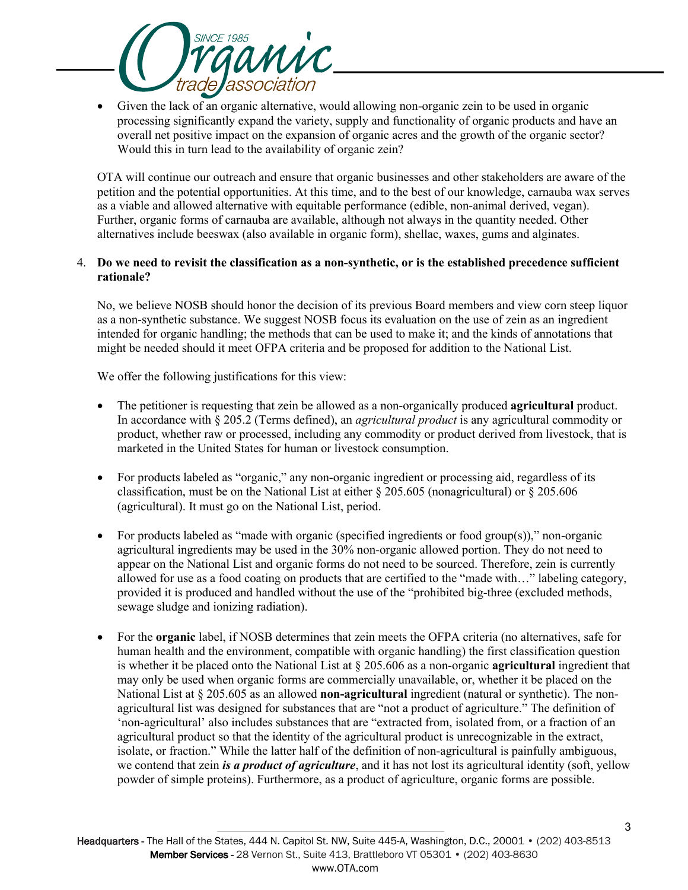- Given the lack of an organic alternative, would allowing non-organic zein to be used in organic processing significantly expand the variety, supply and functionality of organic products and have an overall net positive impact on the expansion of organic acres and the growth of the organic sector? Would this in turn lead to the availability of organic zein?

OTA will continue our outreach and ensure that organic businesses and other stakeholders are aware of the petition and the potential opportunities. At this time, and to the best of our knowledge, carnauba wax serves as a viable and allowed alternative with equitable performance (edible, non-animal derived, vegan). Further, organic forms of carnauba are available, although not always in the quantity needed. Other alternatives include beeswax (also available in organic form), shellac, waxes, gums and alginates.

4. **Do we need to revisit the classification as a non-synthetic, or is the established precedence sufficient rationale?**

No, we believe NOSB should honor the decision of its previous Board members and view corn steep liquor as a non-synthetic substance. We suggest NOSB focus its evaluation on the use of zein as an ingredient intended for organic handling; the methods that can be used to make it; and the kinds of annotations that might be needed should it meet OFPA criteria and be proposed for addition to the National List.

We offer the following justifications for this view:

- The petitioner is requesting that zein be allowed as a non-organically produced **agricultural** product. In accordance with § 205.2 (Terms defined), an *agricultural product* is any agricultural commodity or product, whether raw or processed, including any commodity or product derived from livestock, that is marketed in the United States for human or livestock consumption.

- For products labeled as "organic," any non-organic ingredient or processing aid, regardless of its classification, must be on the National List at either § 205.605 (nonagricultural) or § 205.606 (agricultural). It must go on the National List, period.

- For products labeled as "made with organic (specified ingredients or food group(s))," non-organic agricultural ingredients may be used in the 30% non-organic allowed portion. They do not need to appear on the National List and organic forms do not need to be sourced. Therefore, zein is currently allowed for use as a food coating on products that are certified to the "made with…" labeling category, provided it is produced and handled without the use of the "prohibited big-three (excluded methods, sewage sludge and ionizing radiation).

- For the **organic** label, if NOSB determines that zein meets the OFPA criteria (no alternatives, safe for human health and the environment, compatible with organic handling) the first classification question is whether it be placed onto the National List at § 205.606 as a non-organic **agricultural** ingredient that may only be used when organic forms are commercially unavailable, or, whether it be placed on the National List at § 205.605 as an allowed **non-agricultural** ingredient (natural or synthetic). The non-agricultural list was designed for substances that are "not a product of agriculture." The definition of 'non-agricultural' also includes substances that are "extracted from, isolated from, or a fraction of an agricultural product so that the identity of the agricultural product is unrecognizable in the extract, isolate, or fraction." While the latter half of the definition of non-agricultural is painfully ambiguous, we contend that zein ***is a product of agriculture***, and it has not lost its agricultural identity (soft, yellow powder of simple proteins). Furthermore, as a product of agriculture, organic forms are possible.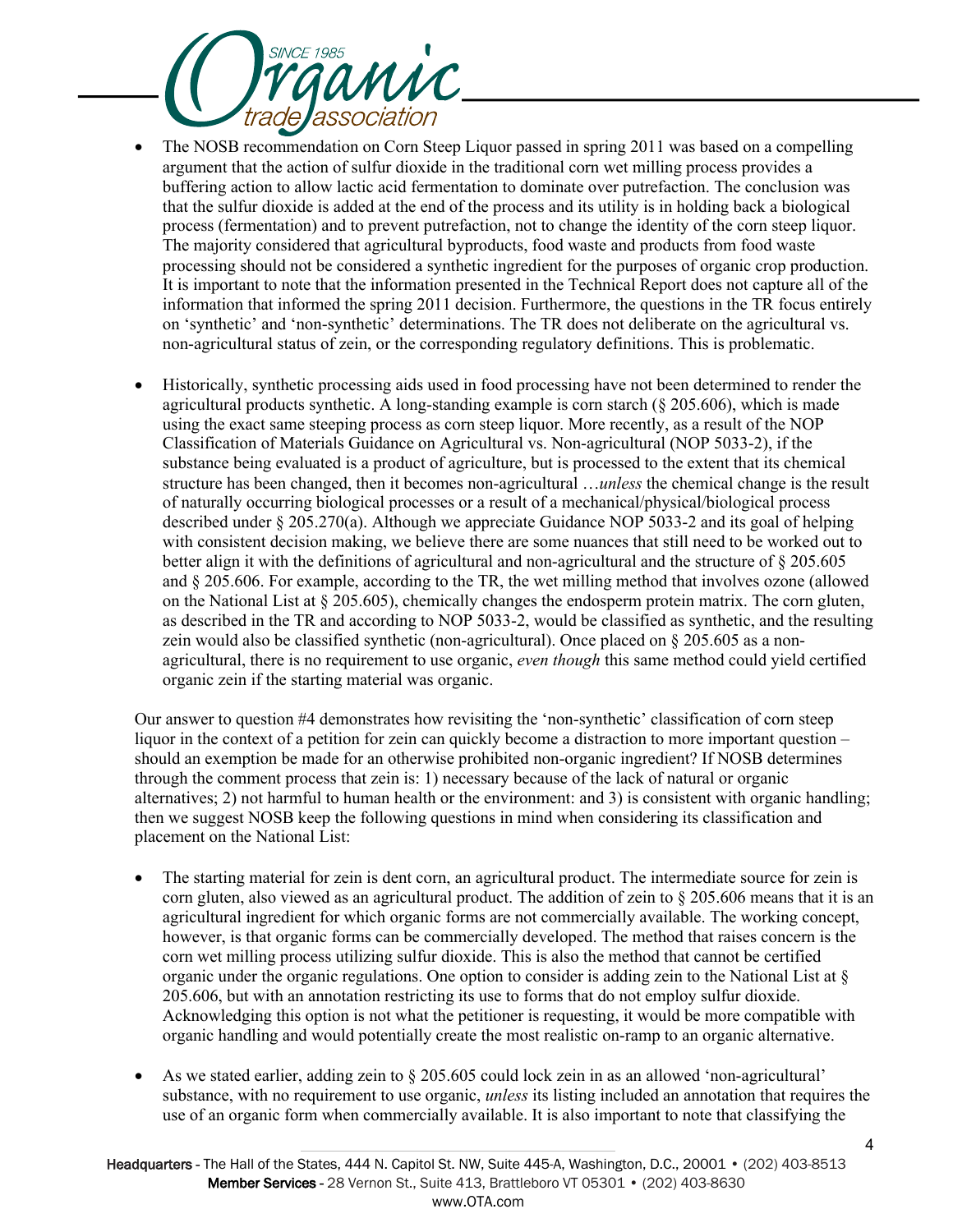- The NOSB recommendation on Corn Steep Liquor passed in spring 2011 was based on a compelling argument that the action of sulfur dioxide in the traditional corn wet milling process provides a buffering action to allow lactic acid fermentation to dominate over putrefaction. The conclusion was that the sulfur dioxide is added at the end of the process and its utility is in holding back a biological process (fermentation) and to prevent putrefaction, not to change the identity of the corn steep liquor. The majority considered that agricultural byproducts, food waste and products from food waste processing should not be considered a synthetic ingredient for the purposes of organic crop production. It is important to note that the information presented in the Technical Report does not capture all of the information that informed the spring 2011 decision. Furthermore, the questions in the TR focus entirely on 'synthetic' and 'non-synthetic' determinations. The TR does not deliberate on the agricultural vs. non-agricultural status of zein, or the corresponding regulatory definitions. This is problematic.

- Historically, synthetic processing aids used in food processing have not been determined to render the agricultural products synthetic. A long-standing example is corn starch (§ 205.606), which is made using the exact same steeping process as corn steep liquor. More recently, as a result of the NOP Classification of Materials Guidance on Agricultural vs. Non-agricultural (NOP 5033-2), if the substance being evaluated is a product of agriculture, but is processed to the extent that its chemical structure has been changed, then it becomes non-agricultural …*unless* the chemical change is the result of naturally occurring biological processes or a result of a mechanical/physical/biological process described under § 205.270(a). Although we appreciate Guidance NOP 5033-2 and its goal of helping with consistent decision making, we believe there are some nuances that still need to be worked out to better align it with the definitions of agricultural and non-agricultural and the structure of § 205.605 and § 205.606. For example, according to the TR, the wet milling method that involves ozone (allowed on the National List at § 205.605), chemically changes the endosperm protein matrix. The corn gluten, as described in the TR and according to NOP 5033-2, would be classified as synthetic, and the resulting zein would also be classified synthetic (non-agricultural). Once placed on § 205.605 as a non-agricultural, there is no requirement to use organic, *even though* this same method could yield certified organic zein if the starting material was organic.

Our answer to question #4 demonstrates how revisiting the 'non-synthetic' classification of corn steep liquor in the context of a petition for zein can quickly become a distraction to more important question – should an exemption be made for an otherwise prohibited non-organic ingredient? If NOSB determines through the comment process that zein is: 1) necessary because of the lack of natural or organic alternatives; 2) not harmful to human health or the environment: and 3) is consistent with organic handling; then we suggest NOSB keep the following questions in mind when considering its classification and placement on the National List:

- The starting material for zein is dent corn, an agricultural product. The intermediate source for zein is corn gluten, also viewed as an agricultural product. The addition of zein to § 205.606 means that it is an agricultural ingredient for which organic forms are not commercially available. The working concept, however, is that organic forms can be commercially developed. The method that raises concern is the corn wet milling process utilizing sulfur dioxide. This is also the method that cannot be certified organic under the organic regulations. One option to consider is adding zein to the National List at § 205.606, but with an annotation restricting its use to forms that do not employ sulfur dioxide. Acknowledging this option is not what the petitioner is requesting, it would be more compatible with organic handling and would potentially create the most realistic on-ramp to an organic alternative.

- As we stated earlier, adding zein to § 205.605 could lock zein in as an allowed 'non-agricultural' substance, with no requirement to use organic, *unless* its listing included an annotation that requires the use of an organic form when commercially available. It is also important to note that classifying the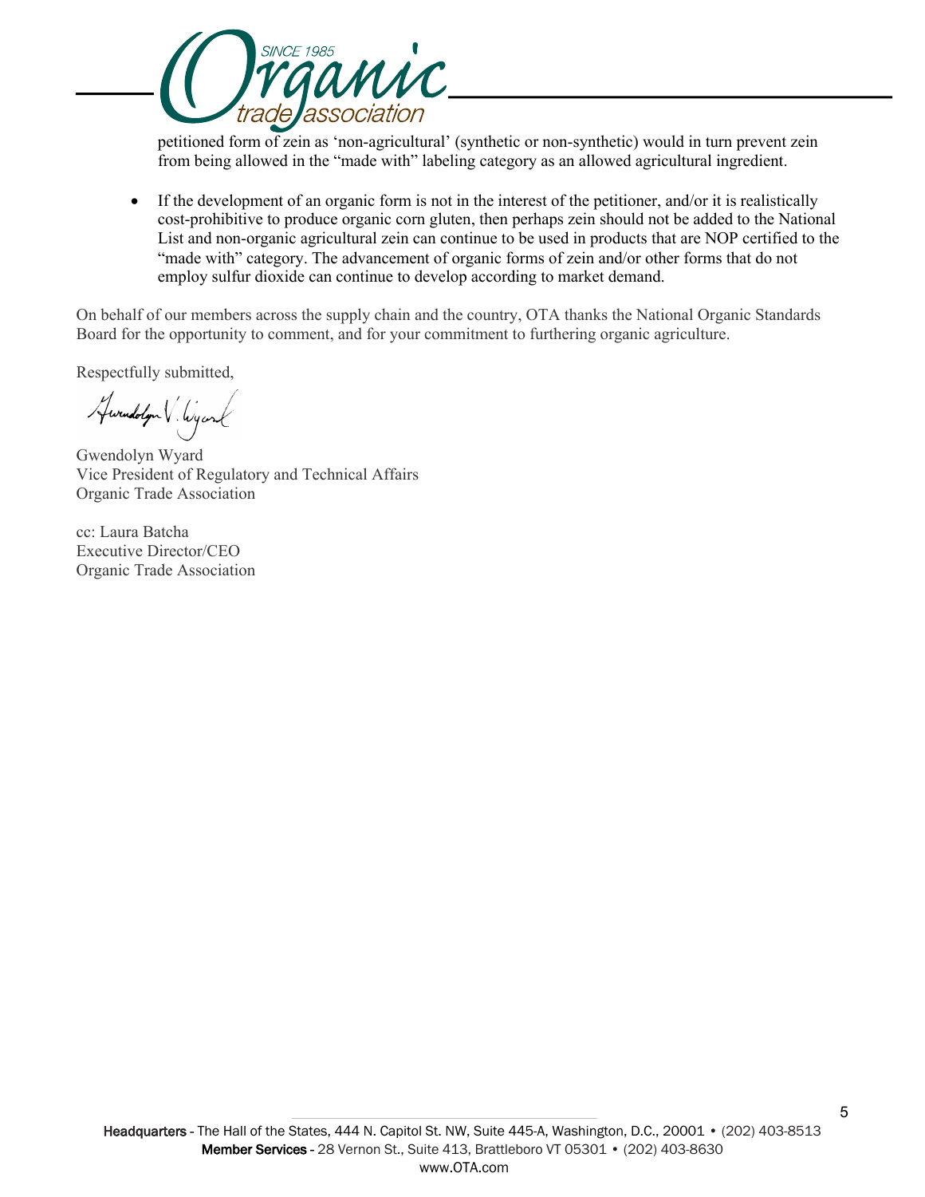petitioned form of zein as 'non-agricultural' (synthetic or non-synthetic) would in turn prevent zein from being allowed in the "made with" labeling category as an allowed agricultural ingredient.

- If the development of an organic form is not in the interest of the petitioner, and/or it is realistically cost-prohibitive to produce organic corn gluten, then perhaps zein should not be added to the National List and non-organic agricultural zein can continue to be used in products that are NOP certified to the "made with" category. The advancement of organic forms of zein and/or other forms that do not employ sulfur dioxide can continue to develop according to market demand.

On behalf of our members across the supply chain and the country, OTA thanks the National Organic Standards Board for the opportunity to comment, and for your commitment to furthering organic agriculture.

Respectfully submitted,

Gwendolyn Wyard
Vice President of Regulatory and Technical Affairs
Organic Trade Association

cc: Laura Batcha
Executive Director/CEO
Organic Trade Association